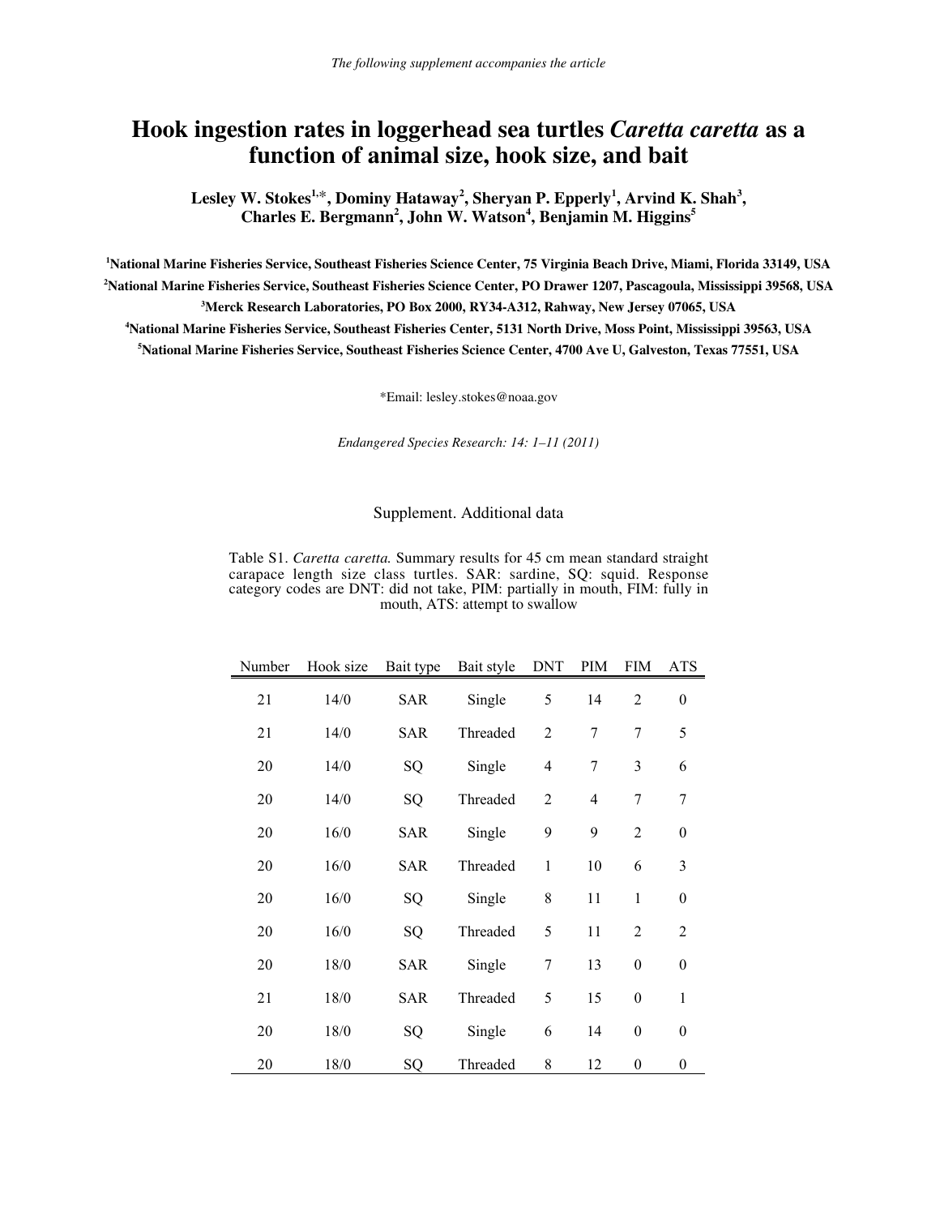*The following supplement accompanies the article*

# Hook ingestion rates in loggerhead sea turtles *Caretta caretta* as a function of animal size, hook size, and bait

**Lesley W. Stokes[1,]\*, Dominy Hataway[2], Sheryan P. Epperly[1], Arvind K. Shah[3], Charles E. Bergmann[2], John W. Watson[4], Benjamin M. Higgins[5]**

**[1]National Marine Fisheries Service, Southeast Fisheries Science Center, 75 Virginia Beach Drive, Miami, Florida 33149, USA**

**[2]National Marine Fisheries Service, Southeast Fisheries Science Center, PO Drawer 1207, Pascagoula, Mississippi 39568, USA**

**[3]Merck Research Laboratories, PO Box 2000, RY34-A312, Rahway, New Jersey 07065, USA**

**[4]National Marine Fisheries Service, Southeast Fisheries Center, 5131 North Drive, Moss Point, Mississippi 39563, USA**

**[5]National Marine Fisheries Service, Southeast Fisheries Science Center, 4700 Ave U, Galveston, Texas 77551, USA**

*Email: lesley.stokes@noaa.gov

*Endangered Species Research: 14: 1–11 (2011)*

Supplement. Additional data

Table S1. *Caretta caretta.* Summary results for 45 cm mean standard straight carapace length size class turtles. SAR: sardine, SQ: squid. Response category codes are DNT: did not take, PIM: partially in mouth, FIM: fully in mouth, ATS: attempt to swallow

| Number | Hook size | Bait type | Bait style | DNT | PIM | FIM | ATS |
|---|---|---|---|---|---|---|---|
| 21 | 14/0 | SAR | Single | 5 | 14 | 2 | 0 |
| 21 | 14/0 | SAR | Threaded | 2 | 7 | 7 | 5 |
| 20 | 14/0 | SQ | Single | 4 | 7 | 3 | 6 |
| 20 | 14/0 | SQ | Threaded | 2 | 4 | 7 | 7 |
| 20 | 16/0 | SAR | Single | 9 | 9 | 2 | 0 |
| 20 | 16/0 | SAR | Threaded | 1 | 10 | 6 | 3 |
| 20 | 16/0 | SQ | Single | 8 | 11 | 1 | 0 |
| 20 | 16/0 | SQ | Threaded | 5 | 11 | 2 | 2 |
| 20 | 18/0 | SAR | Single | 7 | 13 | 0 | 0 |
| 21 | 18/0 | SAR | Threaded | 5 | 15 | 0 | 1 |
| 20 | 18/0 | SQ | Single | 6 | 14 | 0 | 0 |
| 20 | 18/0 | SQ | Threaded | 8 | 12 | 0 | 0 |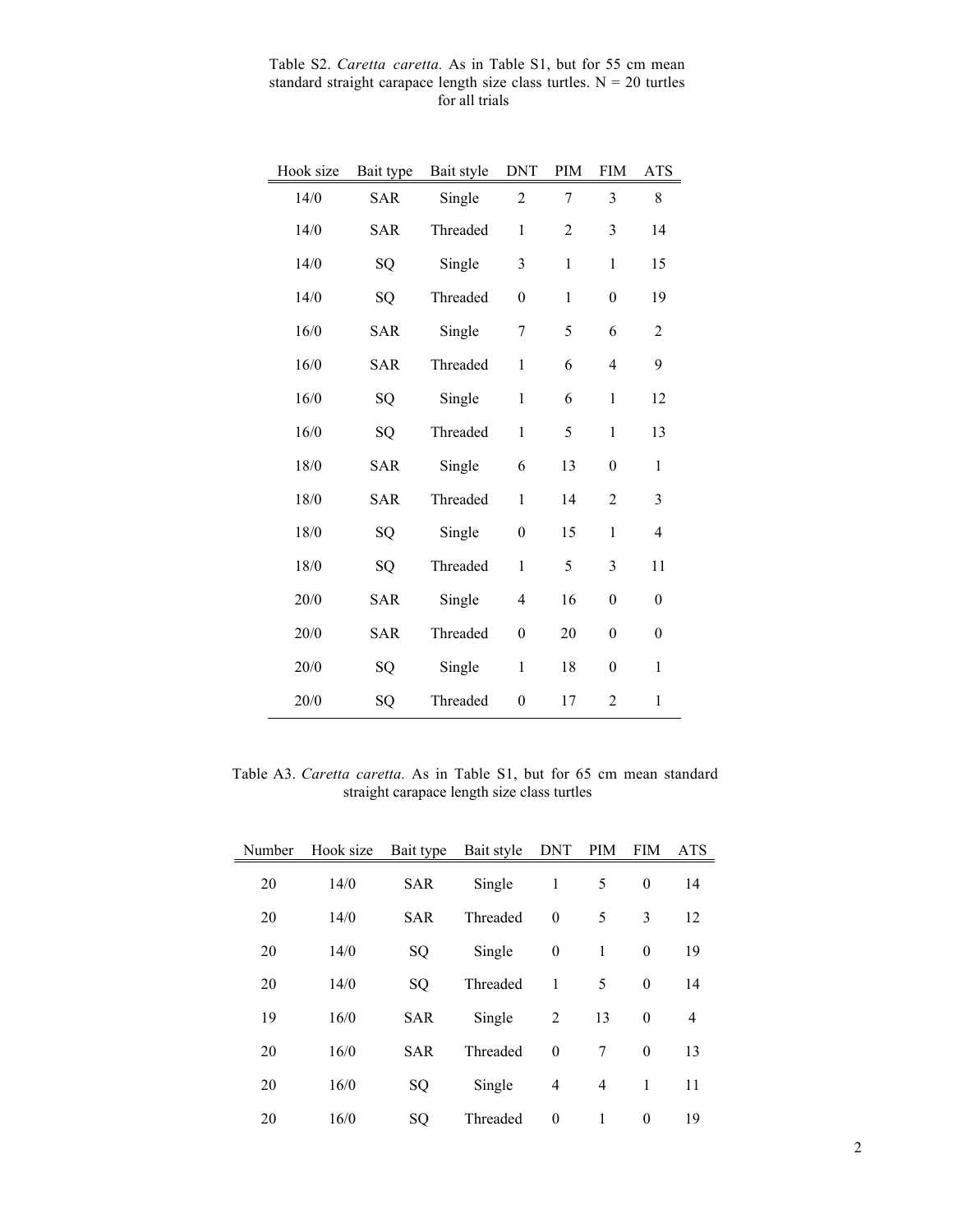Table S2. *Caretta caretta.* As in Table S1, but for 55 cm mean standard straight carapace length size class turtles. N = 20 turtles for all trials

| Hook size | Bait type | Bait style | DNT | PIM | FIM | ATS |
|---|---|---|---|---|---|---|
| 14/0 | SAR | Single | 2 | 7 | 3 | 8 |
| 14/0 | SAR | Threaded | 1 | 2 | 3 | 14 |
| 14/0 | SQ | Single | 3 | 1 | 1 | 15 |
| 14/0 | SQ | Threaded | 0 | 1 | 0 | 19 |
| 16/0 | SAR | Single | 7 | 5 | 6 | 2 |
| 16/0 | SAR | Threaded | 1 | 6 | 4 | 9 |
| 16/0 | SQ | Single | 1 | 6 | 1 | 12 |
| 16/0 | SQ | Threaded | 1 | 5 | 1 | 13 |
| 18/0 | SAR | Single | 6 | 13 | 0 | 1 |
| 18/0 | SAR | Threaded | 1 | 14 | 2 | 3 |
| 18/0 | SQ | Single | 0 | 15 | 1 | 4 |
| 18/0 | SQ | Threaded | 1 | 5 | 3 | 11 |
| 20/0 | SAR | Single | 4 | 16 | 0 | 0 |
| 20/0 | SAR | Threaded | 0 | 20 | 0 | 0 |
| 20/0 | SQ | Single | 1 | 18 | 0 | 1 |
| 20/0 | SQ | Threaded | 0 | 17 | 2 | 1 |

Table A3. *Caretta caretta.* As in Table S1, but for 65 cm mean standard straight carapace length size class turtles

| Number | Hook size | Bait type | Bait style | DNT | PIM | FIM | ATS |
|---|---|---|---|---|---|---|---|
| 20 | 14/0 | SAR | Single | 1 | 5 | 0 | 14 |
| 20 | 14/0 | SAR | Threaded | 0 | 5 | 3 | 12 |
| 20 | 14/0 | SQ | Single | 0 | 1 | 0 | 19 |
| 20 | 14/0 | SQ | Threaded | 1 | 5 | 0 | 14 |
| 19 | 16/0 | SAR | Single | 2 | 13 | 0 | 4 |
| 20 | 16/0 | SAR | Threaded | 0 | 7 | 0 | 13 |
| 20 | 16/0 | SQ | Single | 4 | 4 | 1 | 11 |
| 20 | 16/0 | SQ | Threaded | 0 | 1 | 0 | 19 |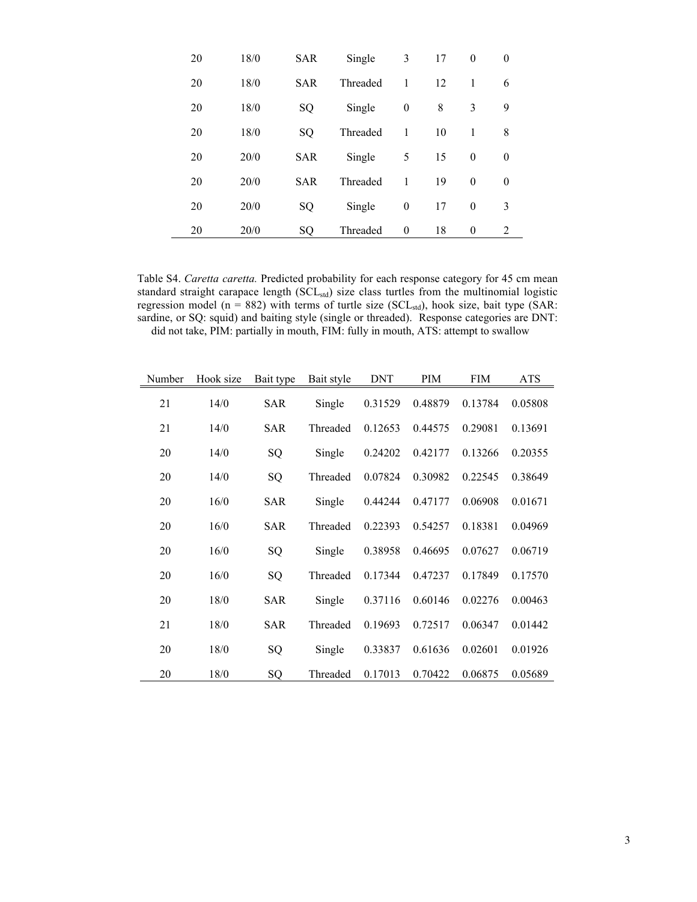| | | | | | | | |
|---|---|---|---|---|---|---|---|
| 20 | 18/0 | SAR | Single | 3 | 17 | 0 | 0 |
| 20 | 18/0 | SAR | Threaded | 1 | 12 | 1 | 6 |
| 20 | 18/0 | SQ | Single | 0 | 8 | 3 | 9 |
| 20 | 18/0 | SQ | Threaded | 1 | 10 | 1 | 8 |
| 20 | 20/0 | SAR | Single | 5 | 15 | 0 | 0 |
| 20 | 20/0 | SAR | Threaded | 1 | 19 | 0 | 0 |
| 20 | 20/0 | SQ | Single | 0 | 17 | 0 | 3 |
| 20 | 20/0 | SQ | Threaded | 0 | 18 | 0 | 2 |

Table S4. *Caretta caretta.* Predicted probability for each response category for 45 cm mean standard straight carapace length ($SCL_{std}$) size class turtles from the multinomial logistic regression model (n = 882) with terms of turtle size ($SCL_{std}$), hook size, bait type (SAR: sardine, or SQ: squid) and baiting style (single or threaded). Response categories are DNT: did not take, PIM: partially in mouth, FIM: fully in mouth, ATS: attempt to swallow

| Number | Hook size | Bait type | Bait style | DNT | PIM | FIM | ATS |
|---|---|---|---|---|---|---|---|
| 21 | 14/0 | SAR | Single | 0.31529 | 0.48879 | 0.13784 | 0.05808 |
| 21 | 14/0 | SAR | Threaded | 0.12653 | 0.44575 | 0.29081 | 0.13691 |
| 20 | 14/0 | SQ | Single | 0.24202 | 0.42177 | 0.13266 | 0.20355 |
| 20 | 14/0 | SQ | Threaded | 0.07824 | 0.30982 | 0.22545 | 0.38649 |
| 20 | 16/0 | SAR | Single | 0.44244 | 0.47177 | 0.06908 | 0.01671 |
| 20 | 16/0 | SAR | Threaded | 0.22393 | 0.54257 | 0.18381 | 0.04969 |
| 20 | 16/0 | SQ | Single | 0.38958 | 0.46695 | 0.07627 | 0.06719 |
| 20 | 16/0 | SQ | Threaded | 0.17344 | 0.47237 | 0.17849 | 0.17570 |
| 20 | 18/0 | SAR | Single | 0.37116 | 0.60146 | 0.02276 | 0.00463 |
| 21 | 18/0 | SAR | Threaded | 0.19693 | 0.72517 | 0.06347 | 0.01442 |
| 20 | 18/0 | SQ | Single | 0.33837 | 0.61636 | 0.02601 | 0.01926 |
| 20 | 18/0 | SQ | Threaded | 0.17013 | 0.70422 | 0.06875 | 0.05689 |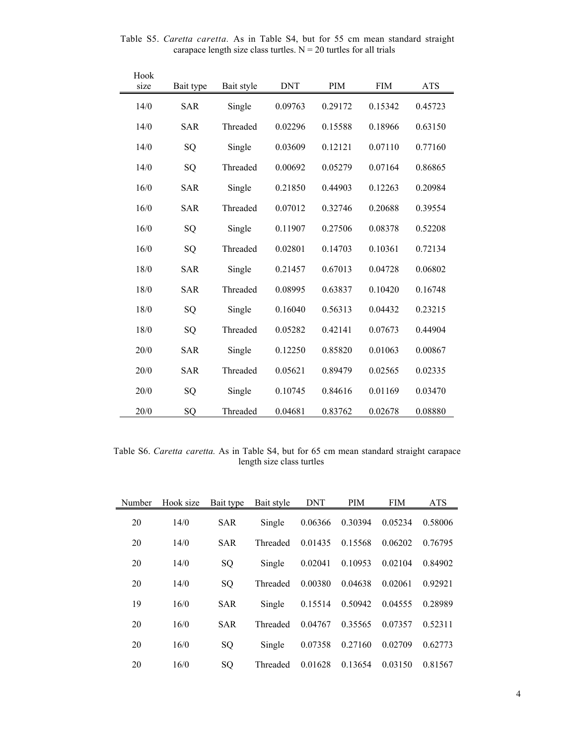Table S5. *Caretta caretta.* As in Table S4, but for 55 cm mean standard straight carapace length size class turtles. N = 20 turtles for all trials

| Hook size | Bait type | Bait style | DNT | PIM | FIM | ATS |
|---|---|---|---|---|---|---|
| 14/0 | SAR | Single | 0.09763 | 0.29172 | 0.15342 | 0.45723 |
| 14/0 | SAR | Threaded | 0.02296 | 0.15588 | 0.18966 | 0.63150 |
| 14/0 | SQ | Single | 0.03609 | 0.12121 | 0.07110 | 0.77160 |
| 14/0 | SQ | Threaded | 0.00692 | 0.05279 | 0.07164 | 0.86865 |
| 16/0 | SAR | Single | 0.21850 | 0.44903 | 0.12263 | 0.20984 |
| 16/0 | SAR | Threaded | 0.07012 | 0.32746 | 0.20688 | 0.39554 |
| 16/0 | SQ | Single | 0.11907 | 0.27506 | 0.08378 | 0.52208 |
| 16/0 | SQ | Threaded | 0.02801 | 0.14703 | 0.10361 | 0.72134 |
| 18/0 | SAR | Single | 0.21457 | 0.67013 | 0.04728 | 0.06802 |
| 18/0 | SAR | Threaded | 0.08995 | 0.63837 | 0.10420 | 0.16748 |
| 18/0 | SQ | Single | 0.16040 | 0.56313 | 0.04432 | 0.23215 |
| 18/0 | SQ | Threaded | 0.05282 | 0.42141 | 0.07673 | 0.44904 |
| 20/0 | SAR | Single | 0.12250 | 0.85820 | 0.01063 | 0.00867 |
| 20/0 | SAR | Threaded | 0.05621 | 0.89479 | 0.02565 | 0.02335 |
| 20/0 | SQ | Single | 0.10745 | 0.84616 | 0.01169 | 0.03470 |
| 20/0 | SQ | Threaded | 0.04681 | 0.83762 | 0.02678 | 0.08880 |

Table S6. *Caretta caretta.* As in Table S4, but for 65 cm mean standard straight carapace length size class turtles

| Number | Hook size | Bait type | Bait style | DNT | PIM | FIM | ATS |
|---|---|---|---|---|---|---|---|
| 20 | 14/0 | SAR | Single | 0.06366 | 0.30394 | 0.05234 | 0.58006 |
| 20 | 14/0 | SAR | Threaded | 0.01435 | 0.15568 | 0.06202 | 0.76795 |
| 20 | 14/0 | SQ | Single | 0.02041 | 0.10953 | 0.02104 | 0.84902 |
| 20 | 14/0 | SQ | Threaded | 0.00380 | 0.04638 | 0.02061 | 0.92921 |
| 19 | 16/0 | SAR | Single | 0.15514 | 0.50942 | 0.04555 | 0.28989 |
| 20 | 16/0 | SAR | Threaded | 0.04767 | 0.35565 | 0.07357 | 0.52311 |
| 20 | 16/0 | SQ | Single | 0.07358 | 0.27160 | 0.02709 | 0.62773 |
| 20 | 16/0 | SQ | Threaded | 0.01628 | 0.13654 | 0.03150 | 0.81567 |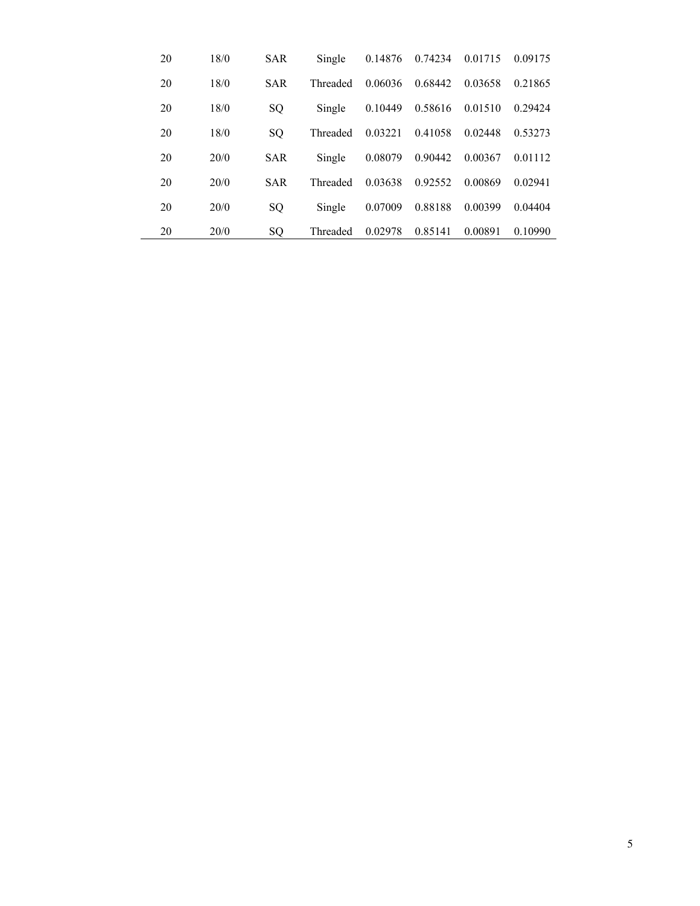| | | | | | | | |
|---|---|---|---|---|---|---|---|
| 20 | 18/0 | SAR | Single | 0.14876 | 0.74234 | 0.01715 | 0.09175 |
| 20 | 18/0 | SAR | Threaded | 0.06036 | 0.68442 | 0.03658 | 0.21865 |
| 20 | 18/0 | SQ | Single | 0.10449 | 0.58616 | 0.01510 | 0.29424 |
| 20 | 18/0 | SQ | Threaded | 0.03221 | 0.41058 | 0.02448 | 0.53273 |
| 20 | 20/0 | SAR | Single | 0.08079 | 0.90442 | 0.00367 | 0.01112 |
| 20 | 20/0 | SAR | Threaded | 0.03638 | 0.92552 | 0.00869 | 0.02941 |
| 20 | 20/0 | SQ | Single | 0.07009 | 0.88188 | 0.00399 | 0.04404 |
| 20 | 20/0 | SQ | Threaded | 0.02978 | 0.85141 | 0.00891 | 0.10990 |